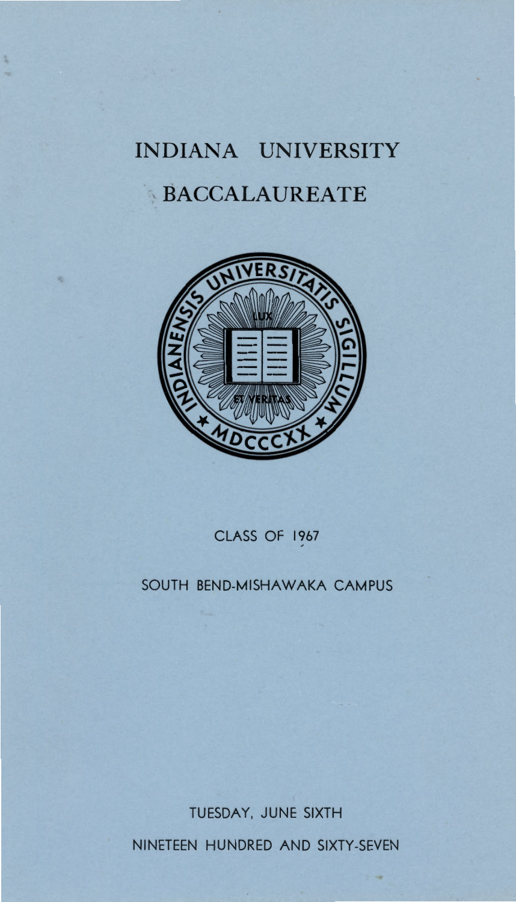# INDIANA UNIVERSITY

## BACCALAUREATE

INDIANENSIS UNIVERSITATIS SIGILLUM

LUX ET VERITAS

MDCCCXX

CLASS OF 1967

SOUTH BEND-MISHAWAKA CAMPUS

TUESDAY, JUNE SIXTH

NINETEEN HUNDRED AND SIXTY-SEVEN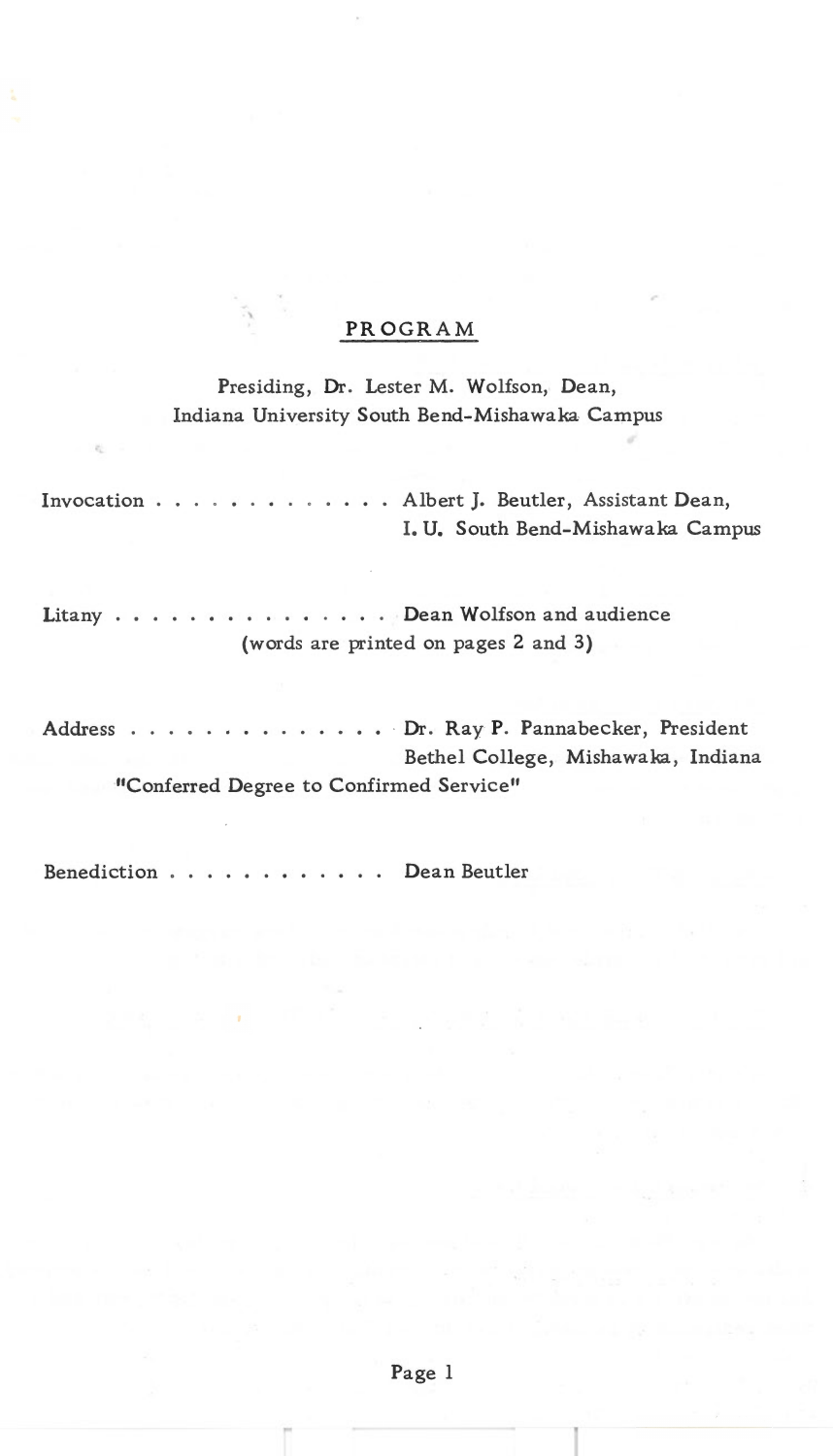## PROGRAM

Presiding, Dr. Lester M. Wolfson, Dean,
Indiana University South Bend-Mishawaka Campus

Invocation . . . . . . . . . . . . . Albert J. Beutler, Assistant Dean,
I. U. South Bend-Mishawaka Campus

Litany . . . . . . . . . . . . . . . Dean Wolfson and audience
(words are printed on pages 2 and 3)

Address . . . . . . . . . . . . . . Dr. Ray P. Pannabecker, President
Bethel College, Mishawaka, Indiana
"Conferred Degree to Confirmed Service"

Benediction . . . . . . . . . . . . Dean Beutler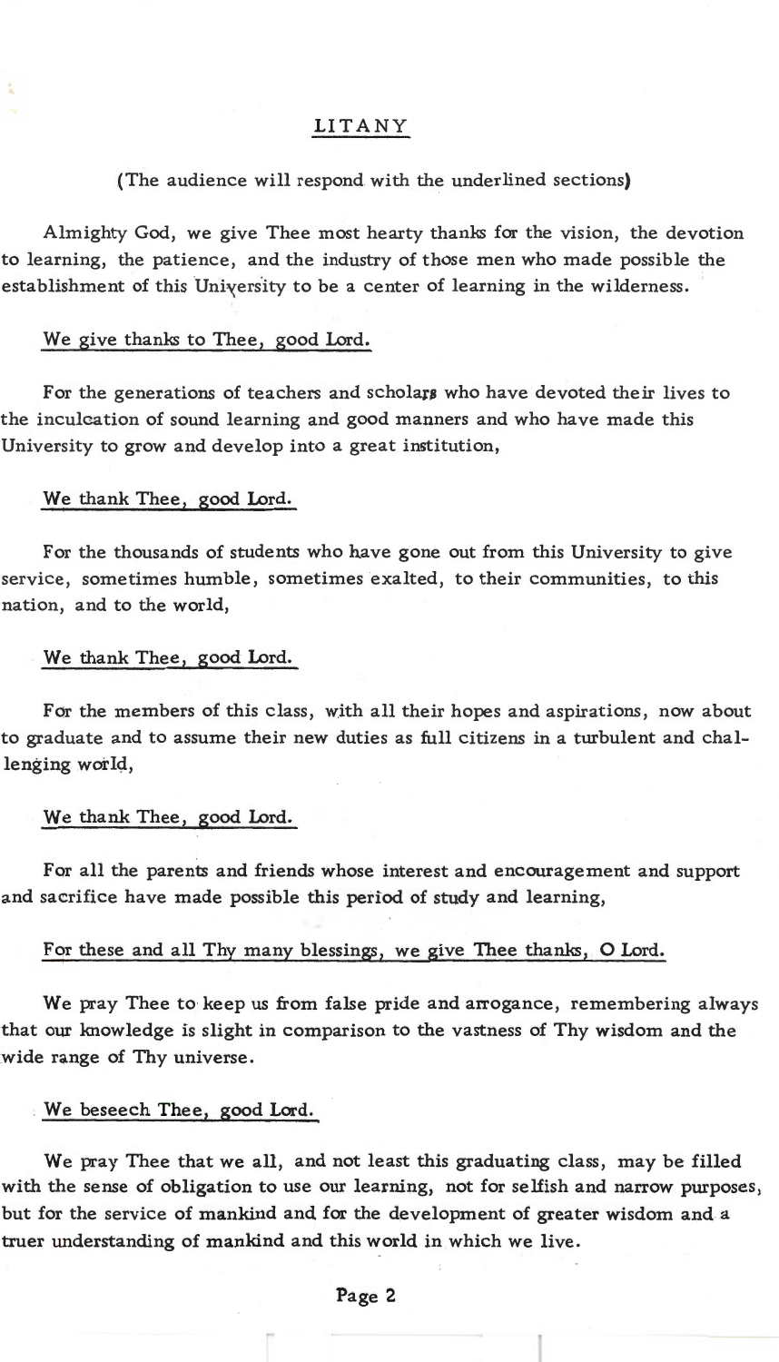## LITANY

(The audience will respond with the underlined sections)

Almighty God, we give Thee most hearty thanks for the vision, the devotion to learning, the patience, and the industry of those men who made possible the establishment of this University to be a center of learning in the wilderness.

<u>We give thanks to Thee, good Lord.</u>

For the generations of teachers and scholars who have devoted their lives to the inculcation of sound learning and good manners and who have made this University to grow and develop into a great institution,

<u>We thank Thee, good Lord.</u>

For the thousands of students who have gone out from this University to give service, sometimes humble, sometimes exalted, to their communities, to this nation, and to the world,

<u>We thank Thee, good Lord.</u>

For the members of this class, with all their hopes and aspirations, now about to graduate and to assume their new duties as full citizens in a turbulent and challenging world,

<u>We thank Thee, good Lord.</u>

For all the parents and friends whose interest and encouragement and support and sacrifice have made possible this period of study and learning,

<u>For these and all Thy many blessings, we give Thee thanks, O Lord.</u>

We pray Thee to keep us from false pride and arrogance, remembering always that our knowledge is slight in comparison to the vastness of Thy wisdom and the wide range of Thy universe.

<u>We beseech Thee, good Lord.</u>

We pray Thee that we all, and not least this graduating class, may be filled with the sense of obligation to use our learning, not for selfish and narrow purposes, but for the service of mankind and for the development of greater wisdom and a truer understanding of mankind and this world in which we live.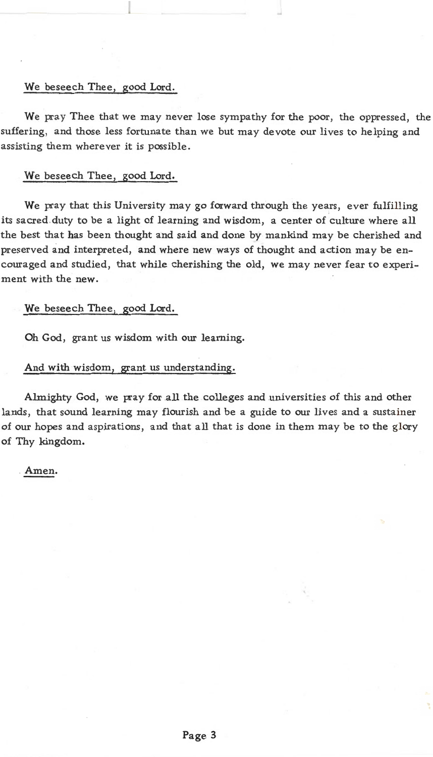<u>We beseech Thee, good Lord.</u>

We pray Thee that we may never lose sympathy for the poor, the oppressed, the suffering, and those less fortunate than we but may devote our lives to helping and assisting them wherever it is possible.

<u>We beseech Thee, good Lord.</u>

We pray that this University may go forward through the years, ever fulfilling its sacred duty to be a light of learning and wisdom, a center of culture where all the best that has been thought and said and done by mankind may be cherished and preserved and interpreted, and where new ways of thought and action may be encouraged and studied, that while cherishing the old, we may never fear to experiment with the new.

<u>We beseech Thee, good Lord.</u>

Oh God, grant us wisdom with our learning.

<u>And with wisdom, grant us understanding.</u>

Almighty God, we pray for all the colleges and universities of this and other lands, that sound learning may flourish and be a guide to our lives and a sustainer of our hopes and aspirations, and that all that is done in them may be to the glory of Thy kingdom.

<u>Amen.</u>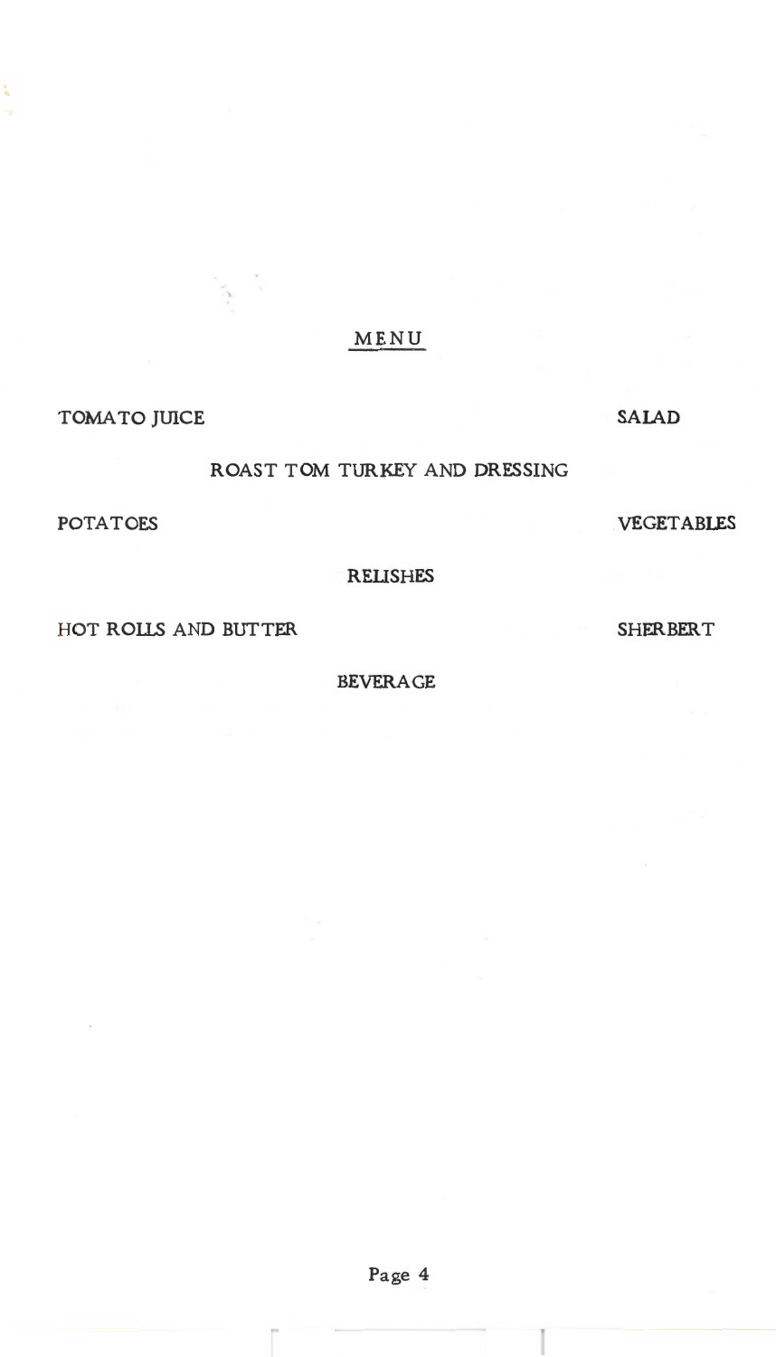## MENU

TOMATO JUICE

SALAD

ROAST TOM TURKEY AND DRESSING

POTATOES

VEGETABLES

RELISHES

HOT ROLLS AND BUTTER

SHERBERT

BEVERAGE